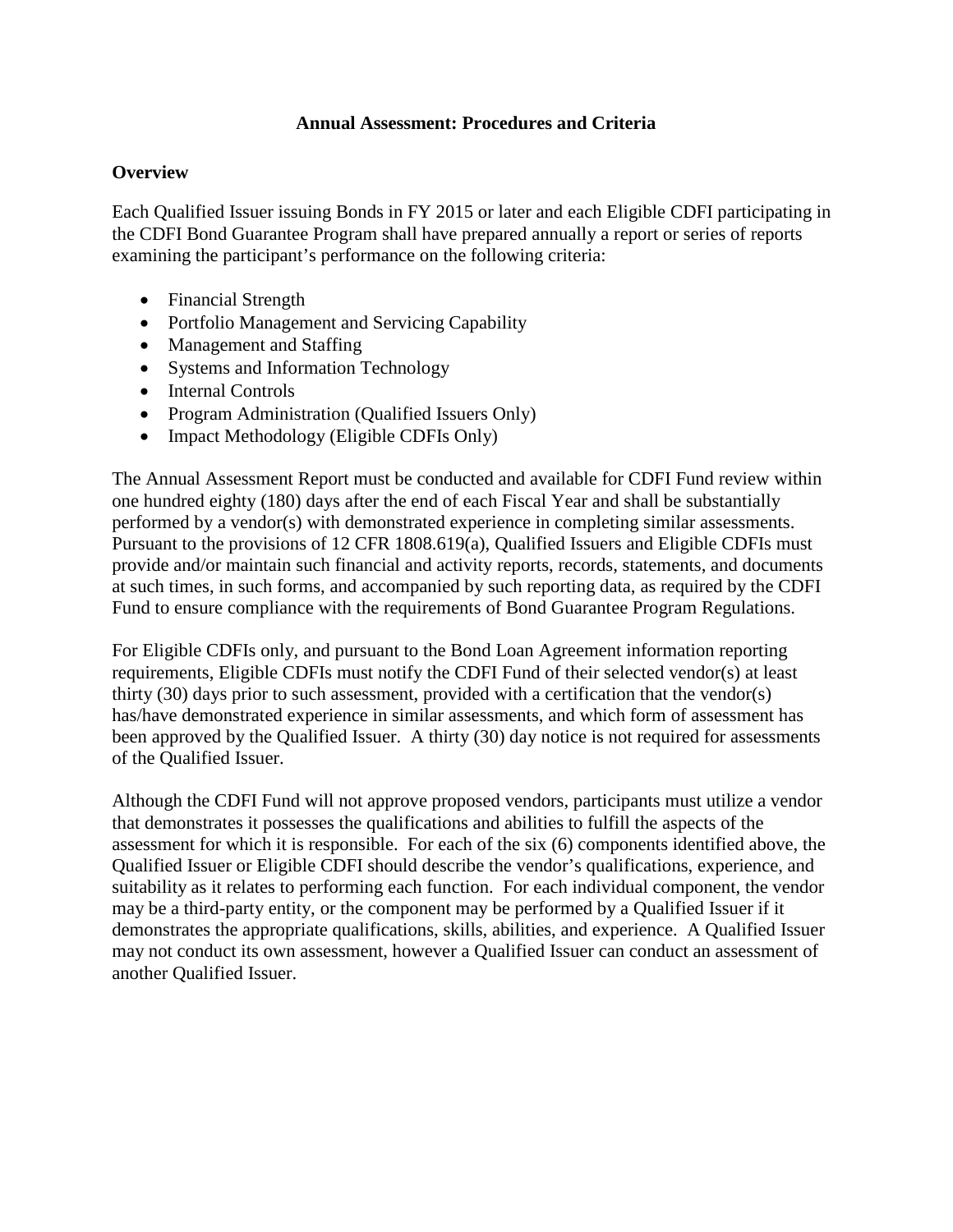# Annual Assessment: Procedures and Criteria

## Overview

Each Qualified Issuer issuing Bonds in FY 2015 or later and each Eligible CDFI participating in the CDFI Bond Guarantee Program shall have prepared annually a report or series of reports examining the participant's performance on the following criteria:

- Financial Strength
- Portfolio Management and Servicing Capability
- Management and Staffing
- Systems and Information Technology
- Internal Controls
- Program Administration (Qualified Issuers Only)
- Impact Methodology (Eligible CDFIs Only)

The Annual Assessment Report must be conducted and available for CDFI Fund review within one hundred eighty (180) days after the end of each Fiscal Year and shall be substantially performed by a vendor(s) with demonstrated experience in completing similar assessments. Pursuant to the provisions of 12 CFR 1808.619(a), Qualified Issuers and Eligible CDFIs must provide and/or maintain such financial and activity reports, records, statements, and documents at such times, in such forms, and accompanied by such reporting data, as required by the CDFI Fund to ensure compliance with the requirements of Bond Guarantee Program Regulations.

For Eligible CDFIs only, and pursuant to the Bond Loan Agreement information reporting requirements, Eligible CDFIs must notify the CDFI Fund of their selected vendor(s) at least thirty (30) days prior to such assessment, provided with a certification that the vendor(s) has/have demonstrated experience in similar assessments, and which form of assessment has been approved by the Qualified Issuer. A thirty (30) day notice is not required for assessments of the Qualified Issuer.

Although the CDFI Fund will not approve proposed vendors, participants must utilize a vendor that demonstrates it possesses the qualifications and abilities to fulfill the aspects of the assessment for which it is responsible. For each of the six (6) components identified above, the Qualified Issuer or Eligible CDFI should describe the vendor's qualifications, experience, and suitability as it relates to performing each function. For each individual component, the vendor may be a third-party entity, or the component may be performed by a Qualified Issuer if it demonstrates the appropriate qualifications, skills, abilities, and experience. A Qualified Issuer may not conduct its own assessment, however a Qualified Issuer can conduct an assessment of another Qualified Issuer.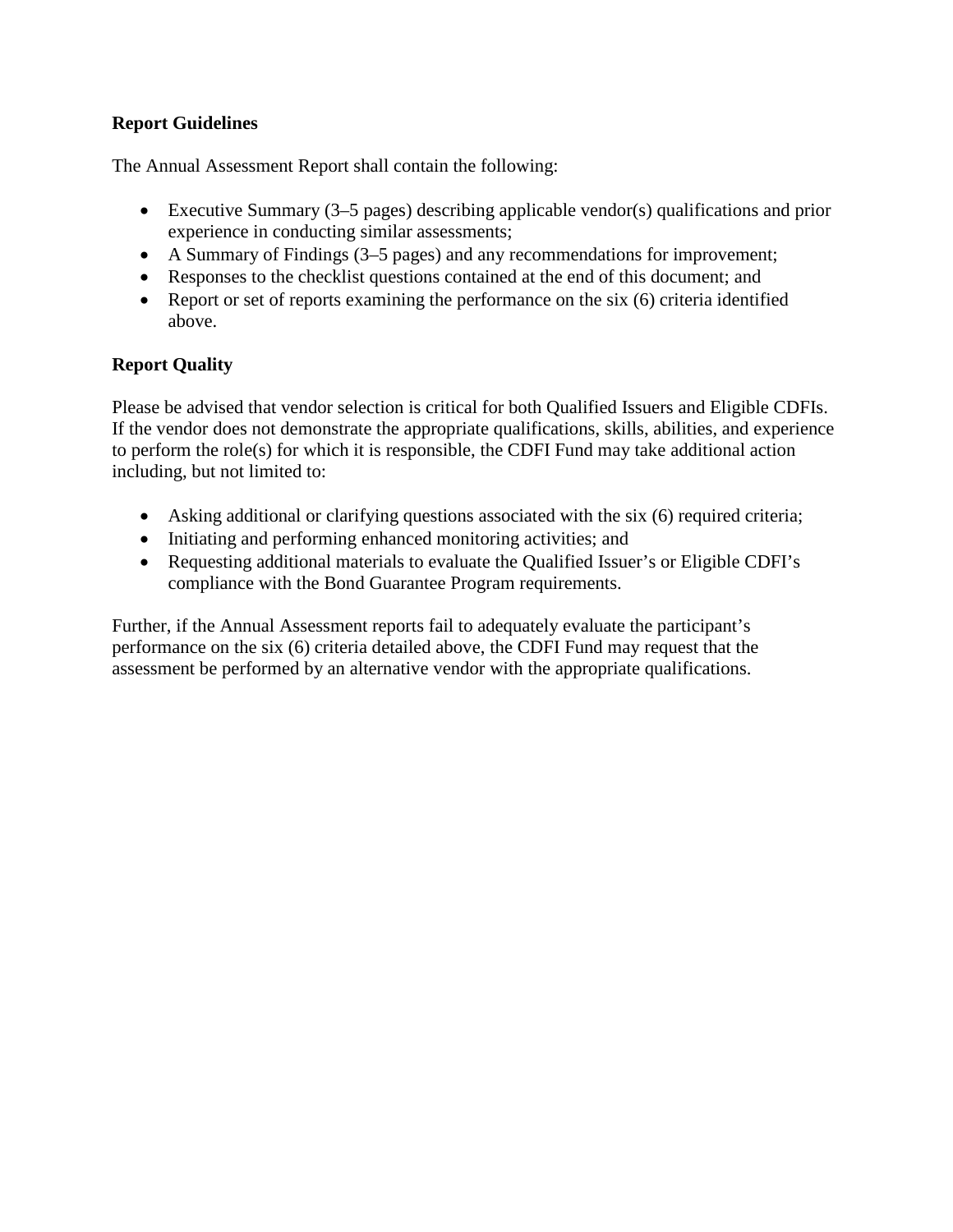**Report Guidelines**

The Annual Assessment Report shall contain the following:

- Executive Summary (3–5 pages) describing applicable vendor(s) qualifications and prior experience in conducting similar assessments;
- A Summary of Findings (3–5 pages) and any recommendations for improvement;
- Responses to the checklist questions contained at the end of this document; and
- Report or set of reports examining the performance on the six (6) criteria identified above.

**Report Quality**

Please be advised that vendor selection is critical for both Qualified Issuers and Eligible CDFIs. If the vendor does not demonstrate the appropriate qualifications, skills, abilities, and experience to perform the role(s) for which it is responsible, the CDFI Fund may take additional action including, but not limited to:

- Asking additional or clarifying questions associated with the six (6) required criteria;
- Initiating and performing enhanced monitoring activities; and
- Requesting additional materials to evaluate the Qualified Issuer's or Eligible CDFI's compliance with the Bond Guarantee Program requirements.

Further, if the Annual Assessment reports fail to adequately evaluate the participant's performance on the six (6) criteria detailed above, the CDFI Fund may request that the assessment be performed by an alternative vendor with the appropriate qualifications.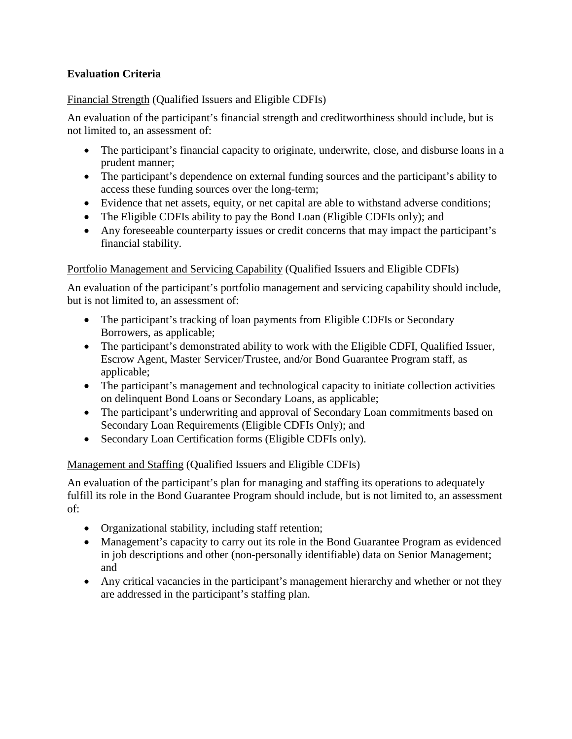**Evaluation Criteria**

<u>Financial Strength</u> (Qualified Issuers and Eligible CDFIs)

An evaluation of the participant's financial strength and creditworthiness should include, but is not limited to, an assessment of:

- The participant's financial capacity to originate, underwrite, close, and disburse loans in a prudent manner;
- The participant's dependence on external funding sources and the participant's ability to access these funding sources over the long-term;
- Evidence that net assets, equity, or net capital are able to withstand adverse conditions;
- The Eligible CDFIs ability to pay the Bond Loan (Eligible CDFIs only); and
- Any foreseeable counterparty issues or credit concerns that may impact the participant's financial stability.

<u>Portfolio Management and Servicing Capability</u> (Qualified Issuers and Eligible CDFIs)

An evaluation of the participant's portfolio management and servicing capability should include, but is not limited to, an assessment of:

- The participant's tracking of loan payments from Eligible CDFIs or Secondary Borrowers, as applicable;
- The participant's demonstrated ability to work with the Eligible CDFI, Qualified Issuer, Escrow Agent, Master Servicer/Trustee, and/or Bond Guarantee Program staff, as applicable;
- The participant's management and technological capacity to initiate collection activities on delinquent Bond Loans or Secondary Loans, as applicable;
- The participant's underwriting and approval of Secondary Loan commitments based on Secondary Loan Requirements (Eligible CDFIs Only); and
- Secondary Loan Certification forms (Eligible CDFIs only).

<u>Management and Staffing</u> (Qualified Issuers and Eligible CDFIs)

An evaluation of the participant's plan for managing and staffing its operations to adequately fulfill its role in the Bond Guarantee Program should include, but is not limited to, an assessment of:

- Organizational stability, including staff retention;
- Management's capacity to carry out its role in the Bond Guarantee Program as evidenced in job descriptions and other (non-personally identifiable) data on Senior Management; and
- Any critical vacancies in the participant's management hierarchy and whether or not they are addressed in the participant's staffing plan.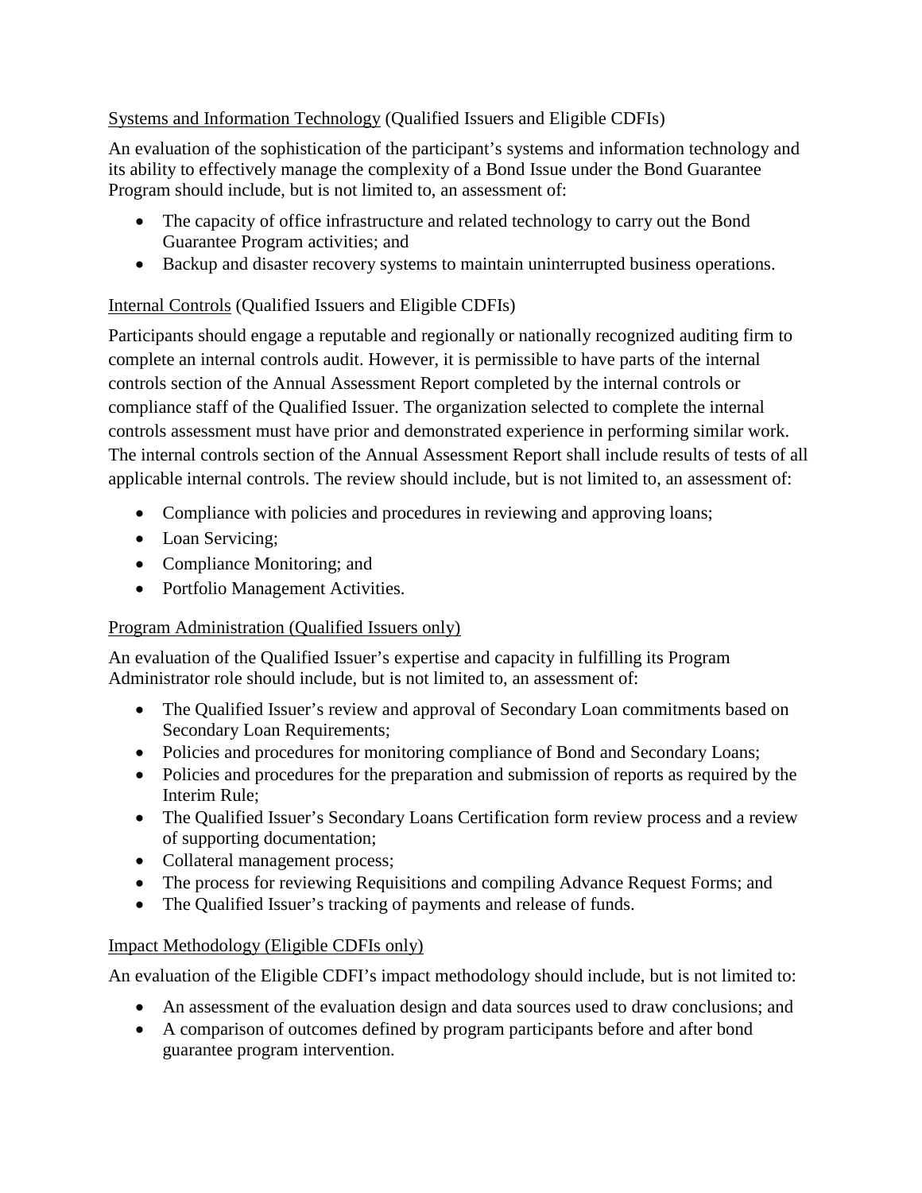<u>Systems and Information Technology</u> (Qualified Issuers and Eligible CDFIs)

An evaluation of the sophistication of the participant's systems and information technology and its ability to effectively manage the complexity of a Bond Issue under the Bond Guarantee Program should include, but is not limited to, an assessment of:

- The capacity of office infrastructure and related technology to carry out the Bond Guarantee Program activities; and
- Backup and disaster recovery systems to maintain uninterrupted business operations.

<u>Internal Controls</u> (Qualified Issuers and Eligible CDFIs)

Participants should engage a reputable and regionally or nationally recognized auditing firm to complete an internal controls audit. However, it is permissible to have parts of the internal controls section of the Annual Assessment Report completed by the internal controls or compliance staff of the Qualified Issuer. The organization selected to complete the internal controls assessment must have prior and demonstrated experience in performing similar work. The internal controls section of the Annual Assessment Report shall include results of tests of all applicable internal controls. The review should include, but is not limited to, an assessment of:

- Compliance with policies and procedures in reviewing and approving loans;
- Loan Servicing;
- Compliance Monitoring; and
- Portfolio Management Activities.

<u>Program Administration (Qualified Issuers only)</u>

An evaluation of the Qualified Issuer's expertise and capacity in fulfilling its Program Administrator role should include, but is not limited to, an assessment of:

- The Qualified Issuer's review and approval of Secondary Loan commitments based on Secondary Loan Requirements;
- Policies and procedures for monitoring compliance of Bond and Secondary Loans;
- Policies and procedures for the preparation and submission of reports as required by the Interim Rule;
- The Qualified Issuer's Secondary Loans Certification form review process and a review of supporting documentation;
- Collateral management process;
- The process for reviewing Requisitions and compiling Advance Request Forms; and
- The Qualified Issuer's tracking of payments and release of funds.

<u>Impact Methodology (Eligible CDFIs only)</u>

An evaluation of the Eligible CDFI's impact methodology should include, but is not limited to:

- An assessment of the evaluation design and data sources used to draw conclusions; and
- A comparison of outcomes defined by program participants before and after bond guarantee program intervention.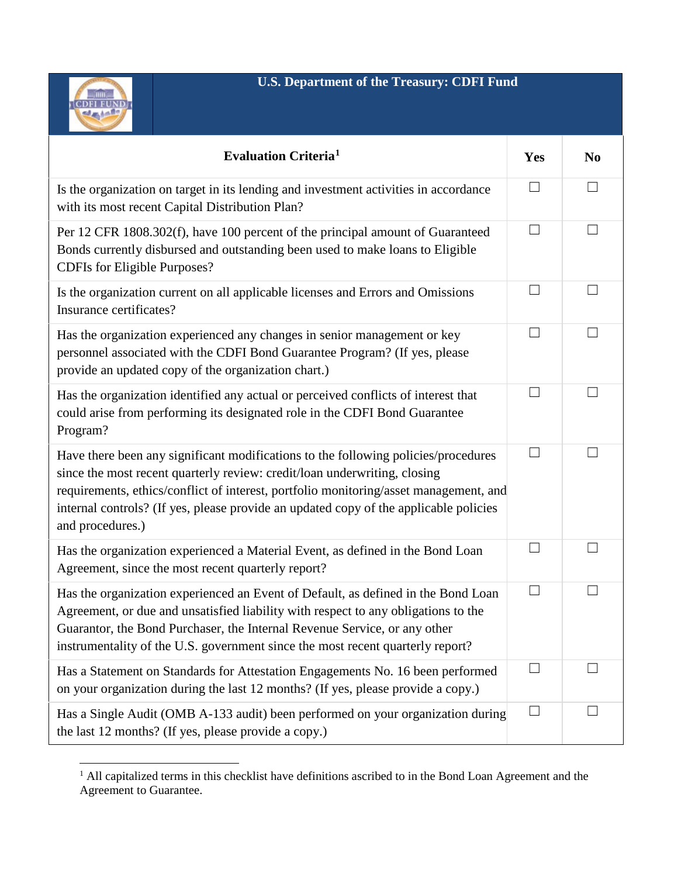U.S. Department of the Treasury: CDFI Fund

| Evaluation Criteria[1] | Yes | No |
|---|---|---|
| Is the organization on target in its lending and investment activities in accordance with its most recent Capital Distribution Plan? | ☐ | ☐ |
| Per 12 CFR 1808.302(f), have 100 percent of the principal amount of Guaranteed Bonds currently disbursed and outstanding been used to make loans to Eligible CDFIs for Eligible Purposes? | ☐ | ☐ |
| Is the organization current on all applicable licenses and Errors and Omissions Insurance certificates? | ☐ | ☐ |
| Has the organization experienced any changes in senior management or key personnel associated with the CDFI Bond Guarantee Program? (If yes, please provide an updated copy of the organization chart.) | ☐ | ☐ |
| Has the organization identified any actual or perceived conflicts of interest that could arise from performing its designated role in the CDFI Bond Guarantee Program? | ☐ | ☐ |
| Have there been any significant modifications to the following policies/procedures since the most recent quarterly review: credit/loan underwriting, closing requirements, ethics/conflict of interest, portfolio monitoring/asset management, and internal controls? (If yes, please provide an updated copy of the applicable policies and procedures.) | ☐ | ☐ |
| Has the organization experienced a Material Event, as defined in the Bond Loan Agreement, since the most recent quarterly report? | ☐ | ☐ |
| Has the organization experienced an Event of Default, as defined in the Bond Loan Agreement, or due and unsatisfied liability with respect to any obligations to the Guarantor, the Bond Purchaser, the Internal Revenue Service, or any other instrumentality of the U.S. government since the most recent quarterly report? | ☐ | ☐ |
| Has a Statement on Standards for Attestation Engagements No. 16 been performed on your organization during the last 12 months? (If yes, please provide a copy.) | ☐ | ☐ |
| Has a Single Audit (OMB A-133 audit) been performed on your organization during the last 12 months? (If yes, please provide a copy.) | ☐ | ☐ |

[1] All capitalized terms in this checklist have definitions ascribed to in the Bond Loan Agreement and the Agreement to Guarantee.